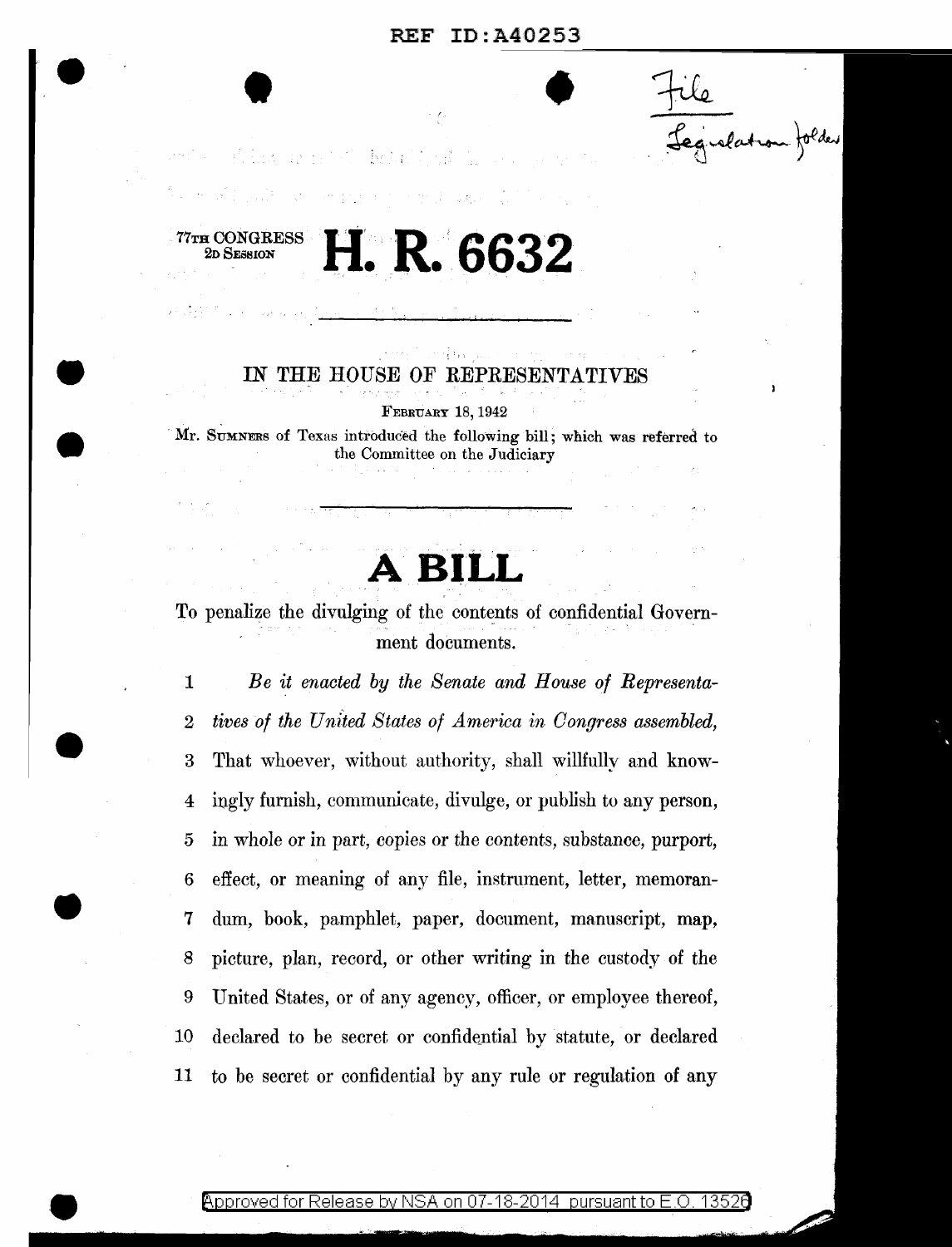77TH CONGRESS
2D SESSION

# H. R. 6632

IN THE HOUSE OF REPRESENTATIVES

FEBRUARY 18, 1942

Mr. SUMNERS of Texas introduced the following bill; which was referred to the Committee on the Judiciary

# A BILL

To penalize the divulging of the contents of confidential Government documents.

1 *Be it enacted by the Senate and House of Representa-*
2 *tives of the United States of America in Congress assembled,*
3 That whoever, without authority, shall willfully and know-
4 ingly furnish, communicate, divulge, or publish to any person,
5 in whole or in part, copies or the contents, substance, purport,
6 effect, or meaning of any file, instrument, letter, memoran-
7 dum, book, pamphlet, paper, document, manuscript, map,
8 picture, plan, record, or other writing in the custody of the
9 United States, or of any agency, officer, or employee thereof,
10 declared to be secret or confidential by statute, or declared
11 to be secret or confidential by any rule or regulation of any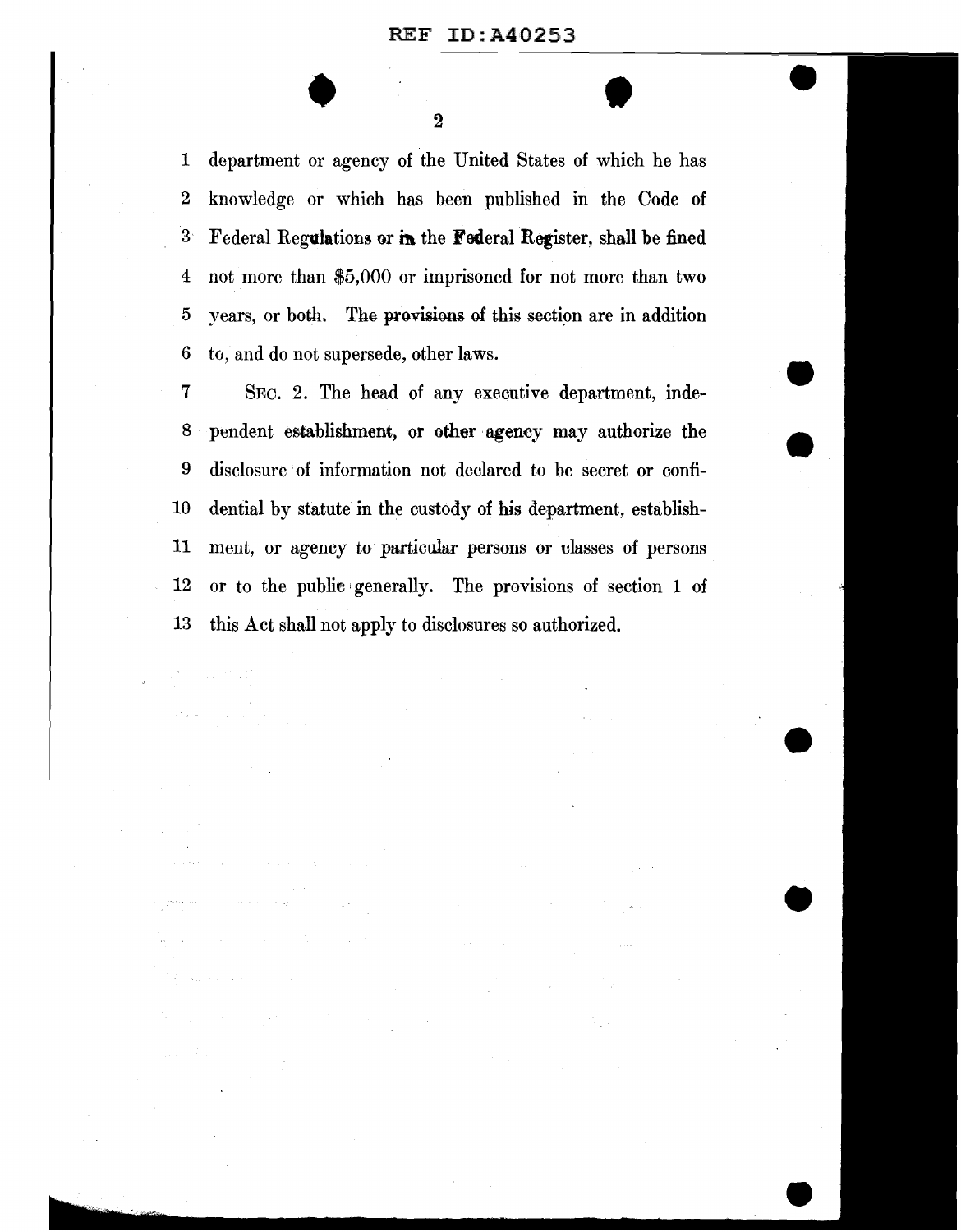department or agency of the United States of which he has knowledge or which has been published in the Code of Federal Regulations or in the Federal Register, shall be fined not more than $5,000 or imprisoned for not more than two years, or both. The provisions of this section are in addition to, and do not supersede, other laws.

SEC. 2. The head of any executive department, independent establishment, or other agency may authorize the disclosure of information not declared to be secret or confidential by statute in the custody of his department, establishment, or agency to particular persons or classes of persons or to the public generally. The provisions of section 1 of this Act shall not apply to disclosures so authorized.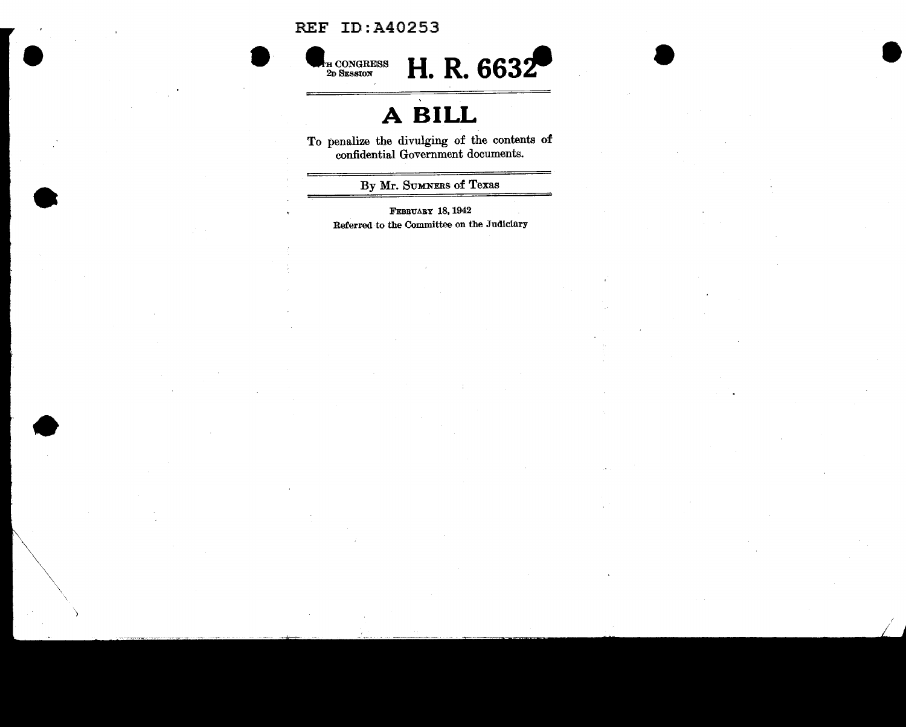REF ID:A40253

77TH CONGRESS
2D SESSION

# H. R. 6632

# A BILL

To penalize the divulging of the contents of confidential Government documents.

By Mr. SUMNERS of Texas

FEBRUARY 18, 1942

Referred to the Committee on the Judiciary